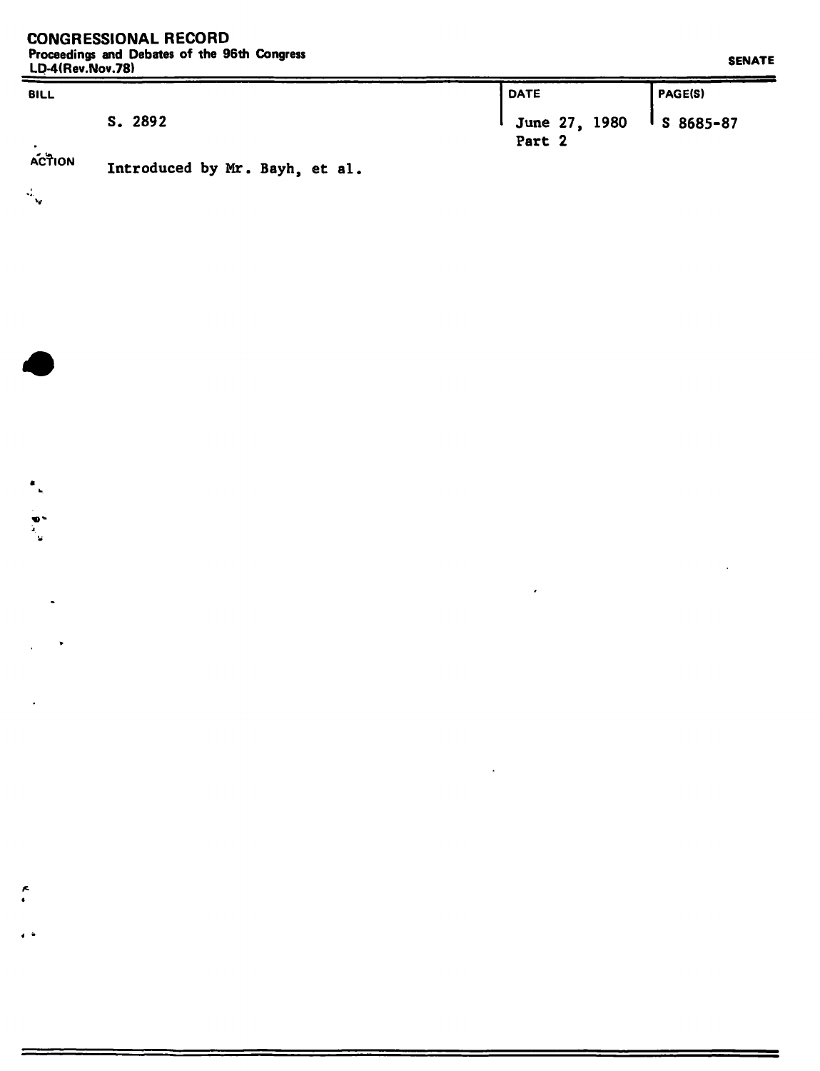**CONGRESSIONAL RECORD**
Proceedings and Debates of the 96th Congress
LD-4(Rev.Nov.78)

**SENATE**

| BILL | DATE | PAGE(S) |
|---|---|---|
| S. 2892 | June 27, 1980 Part 2 | S 8685-87 |

**ACTION** Introduced by Mr. Bayh, et al.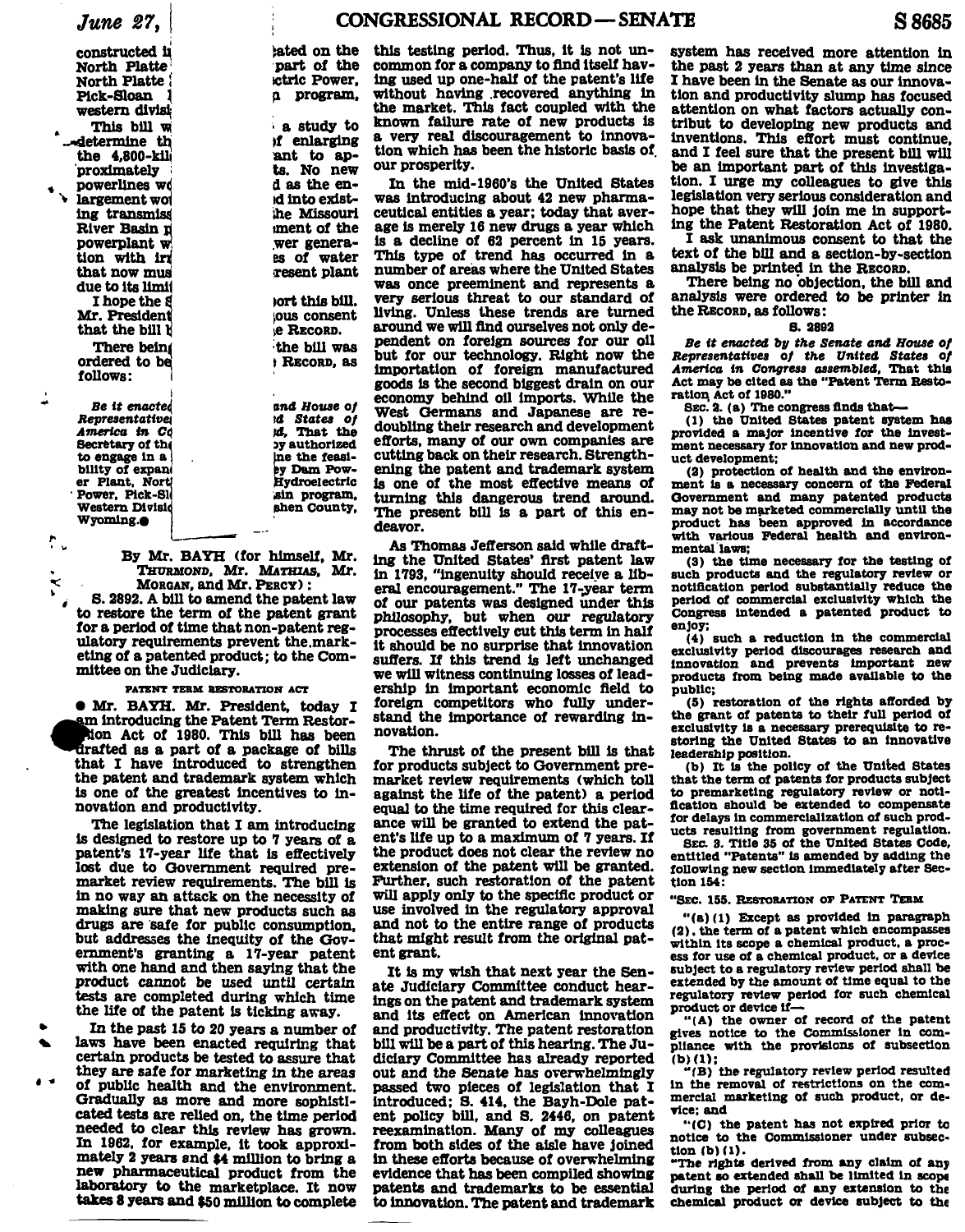constructed i[...]ated on the North Platte [...] part of the North Platte [...]ctric Power, Pick-Sloan [...] program, western divisi[...]

This bill w[...] a study to determine th[...]f enlarging the 4,800-kil[...]ant to approximately [...]ts. No new powerlines w[...]d as the enlargement wo[...]d into existing transmiss[...]he Missouri River Basin p[...]ment of the powerplant w[...]wer generation with ir[...]es of water that now mus[...]resent plant due to its limi[...]

I hope the S[...]port this bill. Mr. President[...]ous consent that the bill b[...]e RECORD.

There bein[...]the bill was ordered to be[...] RECORD, as follows:

*Be it enacte[...]and House of Representative[...]d States of America in C[...]d, That the Secretary of th[...]y authorized to engage in a [...]ne the feasibility of expan[...]ey Dam Power Plant, Nort[...]Hydroelectric Power, Pick-Sl[...]sin program, Western Divisi[...]shen County, Wyoming.*●

By Mr. BAYH (for himself, Mr. THURMOND, Mr. MATHIAS, Mr. MORGAN, and Mr. PERCY):

S. 2892. A bill to amend the patent law to restore the term of the patent grant for a period of time that non-patent regulatory requirements prevent the marketing of a patented product; to the Committee on the Judiciary.

PATENT TERM RESTORATION ACT

● Mr. BAYH. Mr. President, today I am introducing the Patent Term Restoration Act of 1980. This bill has been drafted as a part of a package of bills that I have introduced to strengthen the patent and trademark system which is one of the greatest incentives to innovation and productivity.

The legislation that I am introducing is designed to restore up to 7 years of a patent's 17-year life that is effectively lost due to Government required premarket review requirements. The bill is in no way an attack on the necessity of making sure that new products such as drugs are safe for public consumption, but addresses the inequity of the Government's granting a 17-year patent with one hand and then saying that the product cannot be used until certain tests are completed during which time the life of the patent is ticking away.

In the past 15 to 20 years a number of laws have been enacted requiring that certain products be tested to assure that they are safe for marketing in the areas of public health and the environment. Gradually as more and more sophisticated tests are relied on, the time period needed to clear this review has grown. In 1962, for example, it took approximately 2 years and $4 million to bring a new pharmaceutical product from the laboratory to the marketplace. It now takes 8 years and $50 million to complete this testing period. Thus, it is not uncommon for a company to find itself having used up one-half of the patent's life without having recovered anything in the market. This fact coupled with the known failure rate of new products is a very real discouragement to innovation which has been the historic basis of our prosperity.

In the mid-1960's the United States was introducing about 42 new pharmaceutical entities a year; today that average is merely 16 new drugs a year which is a decline of 62 percent in 15 years. This type of trend has occurred in a number of areas where the United States was once preeminent and represents a very serious threat to our standard of living. Unless these trends are turned around we will find ourselves not only dependent on foreign sources for our oil but for our technology. Right now the importation of foreign manufactured goods is the second biggest drain on our economy behind oil imports. While the West Germans and Japanese are redoubling their research and development efforts, many of our own companies are cutting back on their research. Strengthening the patent and trademark system is one of the most effective means of turning this dangerous trend around. The present bill is a part of this endeavor.

As Thomas Jefferson said while drafting the United States' first patent law in 1793, "ingenuity should receive a liberal encouragement." The 17-year term of our patents was designed under this philosophy, but when our regulatory processes effectively cut this term in half it should be no surprise that innovation suffers. If this trend is left unchanged we will witness continuing losses of leadership in important economic field to foreign competitors who fully understand the importance of rewarding innovation.

The thrust of the present bill is that for products subject to Government premarket review requirements (which toll against the life of the patent) a period equal to the time required for this clearance will be granted to extend the patent's life up to a maximum of 7 years. If the product does not clear the review no extension of the patent will be granted. Further, such restoration of the patent will apply only to the specific product or use involved in the regulatory approval and not to the entire range of products that might result from the original patent grant.

It is my wish that next year the Senate Judiciary Committee conduct hearings on the patent and trademark system and its effect on American innovation and productivity. The patent restoration bill will be a part of this hearing. The Judiciary Committee has already reported out and the Senate has overwhelmingly passed two pieces of legislation that I introduced; S. 414, the Bayh-Dole patent policy bill, and S. 2446, on patent reexamination. Many of my colleagues from both sides of the aisle have joined in these efforts because of overwhelming evidence that has been compiled showing patents and trademarks to be essential to innovation. The patent and trademark system has received more attention in the past 2 years than at any time since I have been in the Senate as our innovation and productivity slump has focused attention on what factors actually contribute to developing new products and inventions. This effort must continue, and I feel sure that the present bill will be an important part of this investigation. I urge my colleagues to give this legislation very serious consideration and hope that they will join me in supporting the Patent Restoration Act of 1980.

I ask unanimous consent to that the text of the bill and a section-by-section analysis be printed in the RECORD.

There being no objection, the bill and analysis were ordered to be printer in the RECORD, as follows:

S. 2892

*Be it enacted by the Senate and House of Representatives of the United States of America in Congress assembled,* That this Act may be cited as the "Patent Term Restoration Act of 1980."

SEC. 2. (a) The congress finds that—

(1) the United States patent system has provided a major incentive for the investment necessary for innovation and new product development;

(2) protection of health and the environment is a necessary concern of the Federal Government and many patented products may not be marketed commercially until the product has been approved in accordance with various Federal health and environmental laws;

(3) the time necessary for the testing of such products and the regulatory review or notification period substantially reduce the period of commercial exclusivity which the Congress intended a patented product to enjoy;

(4) such a reduction in the commercial exclusivity period discourages research and innovation and prevents important new products from being made available to the public;

(5) restoration of the rights afforded by the grant of patents to their full period of exclusivity is a necessary prerequisite to restoring the United States to an innovative leadership position.

(b) It is the policy of the United States that the term of patents for products subject to premarketing regulatory review or notification should be extended to compensate for delays in commercialization of such products resulting from government regulation.

SEC. 3. Title 35 of the United States Code, entitled "Patents" is amended by adding the following new section immediately after Section 154:

"SEC. 155. RESTORATION OF PATENT TERM

"(a)(1) Except as provided in paragraph (2), the term of a patent which encompasses within its scope a chemical product, a process for use of a chemical product, or a device subject to a regulatory review period shall be extended by the amount of time equal to the regulatory review period for such chemical product or device if—

"(A) the owner of record of the patent gives notice to the Commissioner in compliance with the provisions of subsection (b)(1);

"(B) the regulatory review period resulted in the removal of restrictions on the commercial marketing of such product, or device; and

"(C) the patent has not expired prior to notice to the Commissioner under subsection (b)(1).

"The rights derived from any claim of any patent so extended shall be limited in scope during the period of any extension to the chemical product or device subject to the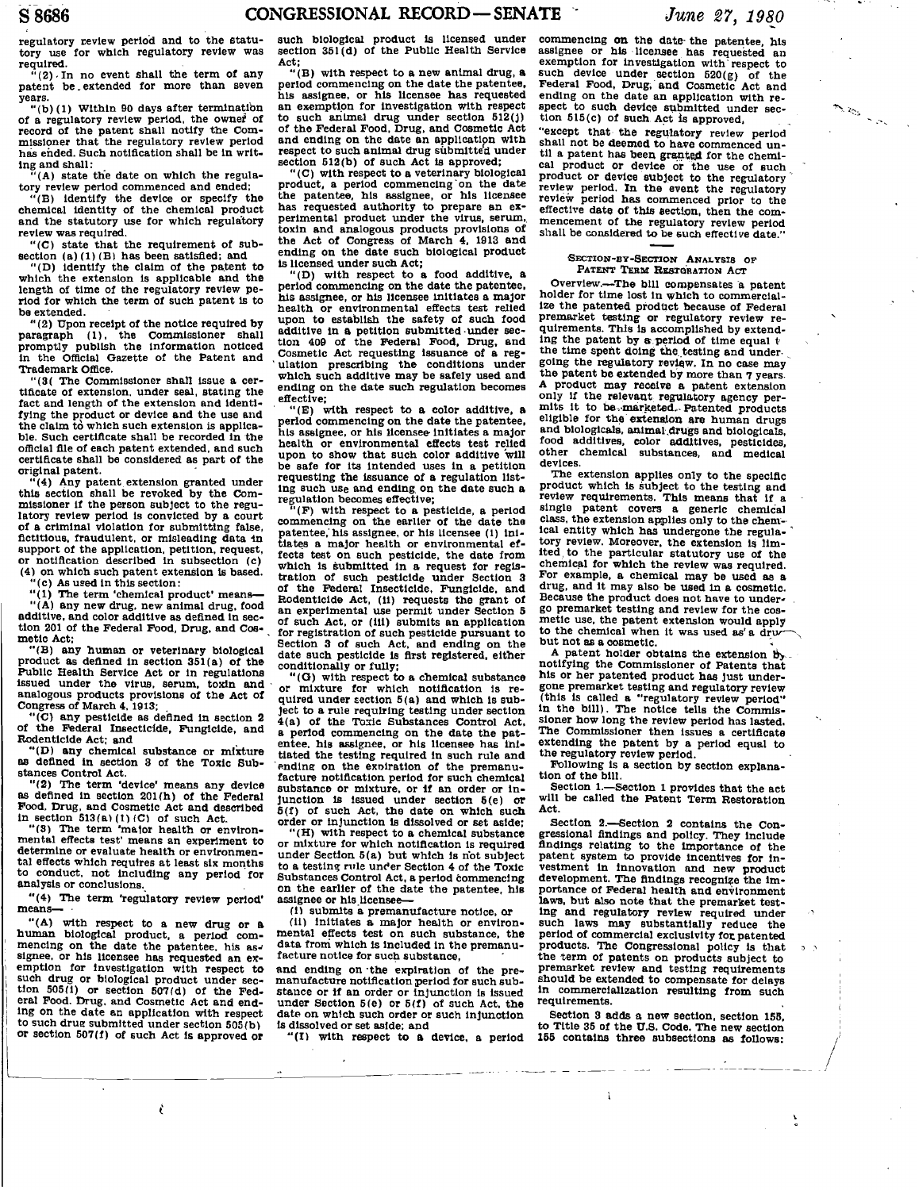regulatory review period and to the statutory use for which regulatory review was required.

"(2) In no event shall the term of any patent be extended for more than seven years.

"(b)(1) Within 90 days after termination of a regulatory review period, the owner of record of the patent shall notify the Commissioner that the regulatory review period has ended. Such notification shall be in writing and shall:

"(A) state the date on which the regulatory review period commenced and ended;

"(B) identify the device or specify the chemical identity of the chemical product and the statutory use for which regulatory review was required.

"(C) state that the requirement of subsection (a)(1)(B) has been satisfied; and

"(D) identify the claim of the patent to which the extension is applicable and the length of time of the regulatory review period for which the term of such patent is to be extended.

"(2) Upon receipt of the notice required by paragraph (1), the Commissioner shall promptly publish the information noticed in the Official Gazette of the Patent and Trademark Office.

"(3( The Commissioner shall issue a certificate of extension, under seal, stating the fact and length of the extension and identifying the product or device and the use and the claim to which such extension is applicable. Such certificate shall be recorded in the official file of each patent extended, and such certificate shall be considered as part of the original patent.

"(4) Any patent extension granted under this section shall be revoked by the Commissioner if the person subject to the regulatory review period is convicted by a court of a criminal violation for submitting false, fictitious, fraudulent, or misleading data in support of the application, petition, request, or notification described in subsection (c) (4) on which such patent extension is based.

"(c) As used in this section:

"(1) The term 'chemical product' means—

"(A) any new drug, new animal drug, food additive, and color additive as defined in section 201 of the Federal Food, Drug, and Cosmetic Act;

"(B) any human or veterinary biological product as defined in section 351(a) of the Public Health Service Act or in regulations issued under the virus, serum, toxin and analogous products provisions of the Act of Congress of March 4, 1913;

"(C) any pesticide as defined in section 2 of the Federal Insecticide, Fungicide, and Rodenticide Act; and

"(D) any chemical substance or mixture as defined in section 3 of the Toxic Substances Control Act.

"(2) The term 'device' means any device as defined in section 201(h) of the Federal Food, Drug, and Cosmetic Act and described in section 513(a)(1)(C) of such Act.

"(3) The term 'major health or environmental effects test' means an experiment to determine or evaluate health or environmental effects which requires at least six months to conduct, not including any period for analysis or conclusions.

"(4) The term 'regulatory review period' means—

"(A) with respect to a new drug or a human biological product, a period commencing on the date the patentee, his assignee, or his licensee has requested an exemption for investigation with respect to such drug or biological product under section 505(i) or section 507(d) of the Federal Food, Drug, and Cosmetic Act and ending on the date an application with respect to such drug submitted under section 505(b) or section 507(f) of such Act is approved or such biological product is licensed under section 351(d) of the Public Health Service Act;

"(B) with respect to a new animal drug, a period commencing on the date the patentee, his assignee, or his licensee has requested an exemption for investigation with respect to such animal drug under section 512(j) of the Federal Food, Drug, and Cosmetic Act and ending on the date an application with respect to such animal drug submitted under section 512(b) of such Act is approved;

"(C) with respect to a veterinary biological product, a period commencing on the date the patentee, his assignee, or his licensee has requested authority to prepare an experimental product under the virus, serum, toxin and analogous products provisions of the Act of Congress of March 4, 1913 and ending on the date such biological product is licensed under such Act;

"(D) with respect to a food additive, a period commencing on the date the patentee, his assignee, or his licensee initiates a major health or environmental effects test relied upon to establish the safety of such food additive in a petition submitted under section 409 of the Federal Food, Drug, and Cosmetic Act requesting issuance of a regulation prescribing the conditions under which such additive may be safely used and ending on the date such regulation becomes effective;

"(E) with respect to a color additive, a period commencing on the date the patentee, his assignee, or his licensee initiates a major health or environmental effects test relied upon to show that such color additive will be safe for its intended uses in a petition requesting the issuance of a regulation listing such use and ending on the date such a regulation becomes effective;

"(F) with respect to a pesticide, a period commencing on the earlier of the date the patentee, his assignee, or his licensee (i) initiates a major health or environmental effects test on such pesticide, the data from which is submitted in a request for registration of such pesticide under Section 3 of the Federal Insecticide, Fungicide, and Rodenticide Act, (ii) requests the grant of an experimental use permit under Section 5 of such Act, or (iii) submits an application for registration of such pesticide pursuant to Section 3 of such Act, and ending on the date such pesticide is first registered, either conditionally or fully;

"(G) with respect to a chemical substance or mixture for which notification is required under section 5(a) and which is subject to a rule requiring testing under section 4(a) of the Toxic Substances Control Act, a period commencing on the date the patentee, his assignee, or his licensee has initiated the testing required in such rule and ending on the expiration of the premanufacture notification period for such chemical substance or mixture, or if an order or injunction is issued under section 5(e) or 5(f) of such Act, the date on which such order or injunction is dissolved or set aside;

"(H) with respect to a chemical substance or mixture for which notification is required under Section 5(a) but which is not subject to a testing rule under Section 4 of the Toxic Substances Control Act, a period commencing on the earlier of the date the patentee, his assignee or his licensee—

(i) submits a premanufacture notice, or

(ii) initiates a major health or environmental effects test on such substance, the data from which is included in the premanufacture notice for such substance,

and ending on the expiration of the premanufacture notification period for such substance or if an order or injunction is issued under Section 5(e) or 5(f) of such Act, the date on which such injunction is dissolved or set aside; and

"(I) with respect to a device, a period commencing on the date the patentee, his assignee or his licensee has requested an exemption for investigation with respect to such device under section 520(g) of the Federal Food, Drug, and Cosmetic Act and ending on the date an application with respect to such device submitted under section 515(c) of such Act is approved,

"except that the regulatory review period shall not be deemed to have commenced until a patent has been granted for the chemical product or device or the use of such product or device subject to the regulatory review period. In the event the regulatory review period has commenced prior to the effective date of this section, then the commencement of the regulatory review period shall be considered to be such effective date."

## SECTION-BY-SECTION ANALYSIS OF PATENT TERM RESTORATION ACT

Overview.—The bill compensates a patent holder for time lost in which to commercialize the patented product because of Federal premarket testing or regulatory review requirements. This is accomplished by extending the patent by a period of time equal to the time spent doing the testing and undergoing the regulatory review. In no case may the patent be extended by more than 7 years. A product may receive a patent extension only if the relevant regulatory agency permits it to be marketed. Patented products eligible for the extension are human drugs and biologicals, animal drugs and biologicals, food additives, color additives, pesticides, other chemical substances, and medical devices.

The extension applies only to the specific product which is subject to the testing and review requirements. This means that if a single patent covers a generic chemical class, the extension applies only to the chemical entity which has undergone the regulatory review. Moreover, the extension is limited to the particular statutory use of the chemical for which the review was required. For example, a chemical may be used as a drug, and it may also be used in a cosmetic. Because the product does not have to undergo premarket testing and review for the cosmetic use, the patent extension would apply to the chemical when it was used as a drug but not as a cosmetic.

A patent holder obtains the extension by notifying the Commissioner of Patents that his or her patented product has just undergone premarket testing and regulatory review (this is called a "regulatory review period" in the bill). The notice tells the Commissioner how long the review period has lasted. The Commissioner then issues a certificate extending the patent by a period equal to the regulatory review period.

Following is a section by section explanation of the bill.

Section 1.—Section 1 provides that the act will be called the Patent Term Restoration Act.

Section 2.—Section 2 contains the Congressional findings and policy. They include findings relating to the importance of the patent system to provide incentives for investment in innovation and new product development. The findings recognize the importance of Federal health and environment laws, but also note that the premarket testing and regulatory review required under such laws may substantially reduce the period of commercial exclusivity for patented products. The Congressional policy is that the term of patents on products subject to premarket review and testing requirements should be extended to compensate for delays in commercialization resulting from such requirements.

Section 3 adds a new section, section 155, to Title 35 of the U.S. Code. The new section 155 contains three subsections as follows: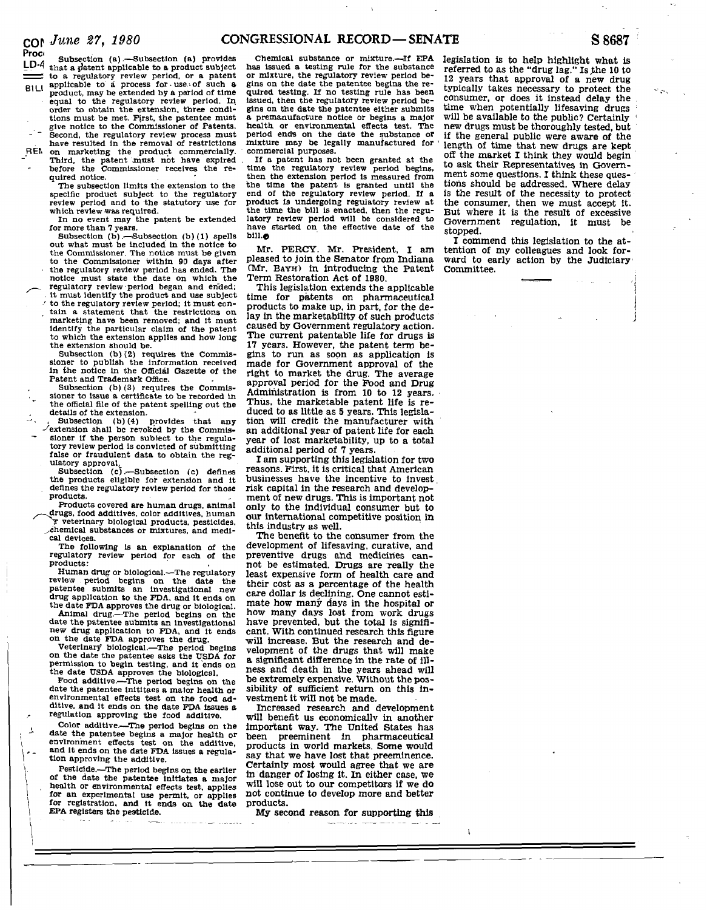Subsection (a).—Subsection (a) provides that a patent applicable to a product subject to a regulatory review period, or a patent applicable to a process for use of such a product, may be extended by a period of time equal to the regulatory review period. In order to obtain the extension, three conditions must be met. First, the patentee must give notice to the Commissioner of Patents. Second, the regulatory review process must have resulted in the removal of restrictions on marketing the product commercially. Third, the patent must not have expired before the Commissioner receives the required notice.

The subsection limits the extension to the specific product subject to the regulatory review period and to the statutory use for which review was required.

In no event may the patent be extended for more than 7 years.

Subsection (b).—Subsection (b)(1) spells out what must be included in the notice to the Commissioner. The notice must be given to the Commissioner within 90 days after the regulatory review period has ended. The notice must state the date on which the regulatory review period began and ended; it must identify the product and use subject to the regulatory review period; it must contain a statement that the restrictions on marketing have been removed; and it must identify the particular claim of the patent to which the extension applies and how long the extension should be.

Subsection (b)(2) requires the Commissioner to publish the information received in the notice in the Official Gazette of the Patent and Trademark Office.

Subsection (b)(3) requires the Commissioner to issue a certificate to be recorded in the official file of the patent spelling out the details of the extension.

Subsection (b)(4) provides that any extension shall be revoked by the Commissioner if the person subject to the regulatory review period is convicted of submitting false or fraudulent data to obtain the regulatory approval.

Subsection (c).—Subsection (c) defines the products eligible for extension and it defines the regulatory review period for those products.

Products covered are human drugs, animal drugs, food additives, color additives, human or veterinary biological products, pesticides, chemical substances or mixtures, and medical devices.

The following is an explanation of the regulatory review period for each of the products:

Human drug or biological.—The regulatory review period begins on the date the patentee submits an investigational new drug application to the FDA, and it ends on the date FDA approves the drug or biological.

Animal drug.—The period begins on the date the patentee submits an investigational new drug application to FDA, and it ends on the date FDA approves the drug.

Veterinary biological.—The period begins on the date the patentee asks the USDA for permission to begin testing, and it ends on the date USDA approves the biological.

Food additive.—The period begins on the date the patentee initiates a major health or environmental effects test on the food additive, and it ends on the date FDA issues a regulation approving the food additive.

Color additive.—The period begins on the date the patentee begins a major health or environment effects test on the additive, and it ends on the date FDA issues a regulation approving the additive.

Pesticide.—The period begins on the earlier of the date the patentee initiates a major health or environmental effects test, applies for an experimental use permit, or applies for registration, and it ends on the date EPA registers the pesticide.

Chemical substance or mixture.—If EPA has issued a testing rule for the substance or mixture, the regulatory review period begins on the date the patentee begins the required testing. If no testing rule has been issued, then the regulatory review period begins on the date the patentee either submits a premanufacture notice or begins a major health or environmental effects test. The period ends on the date the substance or mixture may be legally manufactured for commercial purposes.

If a patent has not been granted at the time the regulatory review period begins, then the extension period is measured from the time the patent is granted until the end of the regulatory review period. If a product is undergoing regulatory review at the time the bill is enacted, then the regulatory review period will be considered to have started on the effective date of the bill.●

Mr. PERCY. Mr. President, I am pleased to join the Senator from Indiana (Mr. BAYH) in introducing the Patent Term Restoration Act of 1980.

This legislation extends the applicable time for patents on pharmaceutical products to make up, in part, for the delay in the marketability of such products caused by Government regulatory action. The current patentable life for drugs is 17 years. However, the patent term begins to run as soon as application is made for Government approval of the right to market the drug. The average approval period for the Food and Drug Administration is from 10 to 12 years. Thus, the marketable patent life is reduced to as little as 5 years. This legislation will credit the manufacturer with an additional year of patent life for each year of lost marketability, up to a total additional period of 7 years.

I am supporting this legislation for two reasons. First, it is critical that American businesses have the incentive to invest risk capital in the research and development of new drugs. This is important not only to the individual consumer but to our international competitive position in this industry as well.

The benefit to the consumer from the development of lifesaving, curative, and preventive drugs and medicines cannot be estimated. Drugs are really the least expensive form of health care and their cost as a percentage of the health care dollar is declining. One cannot estimate how many days in the hospital or how many days lost from work drugs have prevented, but the total is significant. With continued research this figure will increase. But the research and development of the drugs that will make a significant difference in the rate of illness and death in the years ahead will be extremely expensive. Without the possibility of sufficient return on this investment it will not be made.

Increased research and development will benefit us economically in another important way. The United States has been preeminent in pharmaceutical products in world markets. Some would say that we have lost that preeminence. Certainly most would agree that we are in danger of losing it. In either case, we will lose out to our competitors if we do not continue to develop more and better products.

My second reason for supporting this legislation is to help highlight what is referred to as the "drug lag." Is the 10 to 12 years that approval of a new drug typically takes necessary to protect the consumer, or does it instead delay the time when potentially lifesaving drugs will be available to the public? Certainly new drugs must be thoroughly tested, but if the general public were aware of the length of time that new drugs are kept off the market I think they would begin to ask their Representatives in Government some questions. I think these questions should be addressed. Where delay is the result of the necessity to protect the consumer, then we must accept it. But where it is the result of excessive Government regulation, it must be stopped.

I commend this legislation to the attention of my colleagues and look forward to early action by the Judiciary Committee.